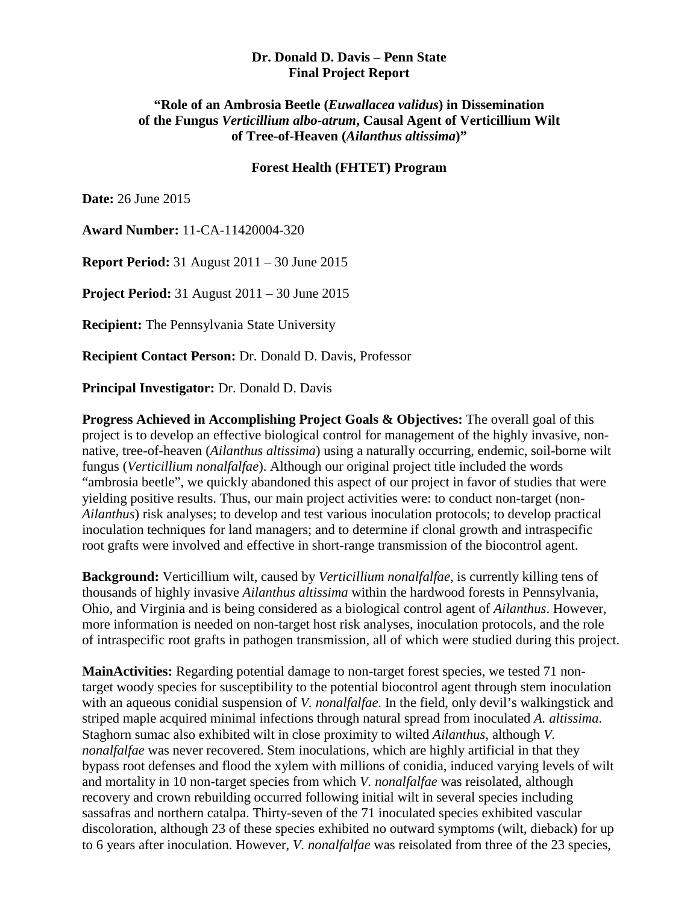**Dr. Donald D. Davis – Penn State**
**Final Project Report**

**"Role of an Ambrosia Beetle (*Euwallacea validus*) in Dissemination of the Fungus *Verticillium albo-atrum*, Causal Agent of Verticillium Wilt of Tree-of-Heaven (*Ailanthus altissima*)"**

**Forest Health (FHTET) Program**

**Date:** 26 June 2015

**Award Number:** 11-CA-11420004-320

**Report Period:** 31 August 2011 – 30 June 2015

**Project Period:** 31 August 2011 – 30 June 2015

**Recipient:** The Pennsylvania State University

**Recipient Contact Person:** Dr. Donald D. Davis, Professor

**Principal Investigator:** Dr. Donald D. Davis

**Progress Achieved in Accomplishing Project Goals & Objectives:** The overall goal of this project is to develop an effective biological control for management of the highly invasive, non-native, tree-of-heaven (*Ailanthus altissima*) using a naturally occurring, endemic, soil-borne wilt fungus (*Verticillium nonalfalfae*). Although our original project title included the words "ambrosia beetle", we quickly abandoned this aspect of our project in favor of studies that were yielding positive results. Thus, our main project activities were: to conduct non-target (non-*Ailanthus*) risk analyses; to develop and test various inoculation protocols; to develop practical inoculation techniques for land managers; and to determine if clonal growth and intraspecific root grafts were involved and effective in short-range transmission of the biocontrol agent.

**Background:** Verticillium wilt, caused by *Verticillium nonalfalfae*, is currently killing tens of thousands of highly invasive *Ailanthus altissima* within the hardwood forests in Pennsylvania, Ohio, and Virginia and is being considered as a biological control agent of *Ailanthus*. However, more information is needed on non-target host risk analyses, inoculation protocols, and the role of intraspecific root grafts in pathogen transmission, all of which were studied during this project.

**MainActivities:** Regarding potential damage to non-target forest species, we tested 71 non-target woody species for susceptibility to the potential biocontrol agent through stem inoculation with an aqueous conidial suspension of *V. nonalfalfae*. In the field, only devil's walkingstick and striped maple acquired minimal infections through natural spread from inoculated *A. altissima*. Staghorn sumac also exhibited wilt in close proximity to wilted *Ailanthus*, although *V. nonalfalfae* was never recovered. Stem inoculations, which are highly artificial in that they bypass root defenses and flood the xylem with millions of conidia, induced varying levels of wilt and mortality in 10 non-target species from which *V. nonalfalfae* was reisolated, although recovery and crown rebuilding occurred following initial wilt in several species including sassafras and northern catalpa. Thirty-seven of the 71 inoculated species exhibited vascular discoloration, although 23 of these species exhibited no outward symptoms (wilt, dieback) for up to 6 years after inoculation. However, *V. nonalfalfae* was reisolated from three of the 23 species,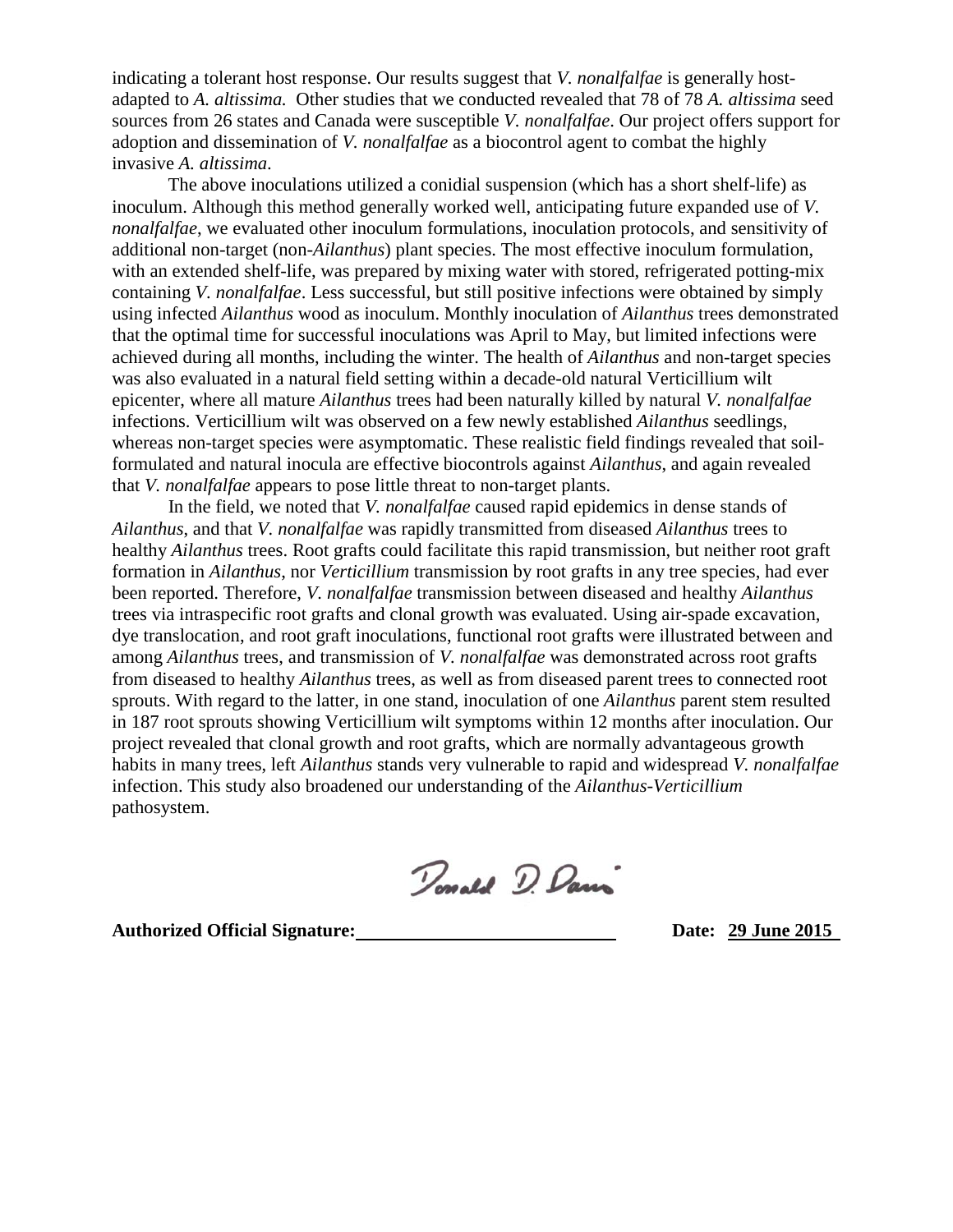indicating a tolerant host response. Our results suggest that *V. nonalfalfae* is generally host-adapted to *A. altissima.* Other studies that we conducted revealed that 78 of 78 *A. altissima* seed sources from 26 states and Canada were susceptible *V. nonalfalfae*. Our project offers support for adoption and dissemination of *V. nonalfalfae* as a biocontrol agent to combat the highly invasive *A. altissima*.

The above inoculations utilized a conidial suspension (which has a short shelf-life) as inoculum. Although this method generally worked well, anticipating future expanded use of *V. nonalfalfae*, we evaluated other inoculum formulations, inoculation protocols, and sensitivity of additional non-target (non-*Ailanthus*) plant species. The most effective inoculum formulation, with an extended shelf-life, was prepared by mixing water with stored, refrigerated potting-mix containing *V. nonalfalfae*. Less successful, but still positive infections were obtained by simply using infected *Ailanthus* wood as inoculum. Monthly inoculation of *Ailanthus* trees demonstrated that the optimal time for successful inoculations was April to May, but limited infections were achieved during all months, including the winter. The health of *Ailanthus* and non-target species was also evaluated in a natural field setting within a decade-old natural Verticillium wilt epicenter, where all mature *Ailanthus* trees had been naturally killed by natural *V. nonalfalfae* infections. Verticillium wilt was observed on a few newly established *Ailanthus* seedlings, whereas non-target species were asymptomatic. These realistic field findings revealed that soil-formulated and natural inocula are effective biocontrols against *Ailanthus*, and again revealed that *V. nonalfalfae* appears to pose little threat to non-target plants.

In the field, we noted that *V. nonalfalfae* caused rapid epidemics in dense stands of *Ailanthus*, and that *V. nonalfalfae* was rapidly transmitted from diseased *Ailanthus* trees to healthy *Ailanthus* trees. Root grafts could facilitate this rapid transmission, but neither root graft formation in *Ailanthus*, nor *Verticillium* transmission by root grafts in any tree species, had ever been reported. Therefore, *V. nonalfalfae* transmission between diseased and healthy *Ailanthus* trees via intraspecific root grafts and clonal growth was evaluated. Using air-spade excavation, dye translocation, and root graft inoculations, functional root grafts were illustrated between and among *Ailanthus* trees, and transmission of *V. nonalfalfae* was demonstrated across root grafts from diseased to healthy *Ailanthus* trees, as well as from diseased parent trees to connected root sprouts. With regard to the latter, in one stand, inoculation of one *Ailanthus* parent stem resulted in 187 root sprouts showing Verticillium wilt symptoms within 12 months after inoculation. Our project revealed that clonal growth and root grafts, which are normally advantageous growth habits in many trees, left *Ailanthus* stands very vulnerable to rapid and widespread *V. nonalfalfae* infection. This study also broadened our understanding of the *Ailanthus-Verticillium* pathosystem.

Donald D. Davis

**Authorized Official Signature:** ____________________ **Date: 29 June 2015**